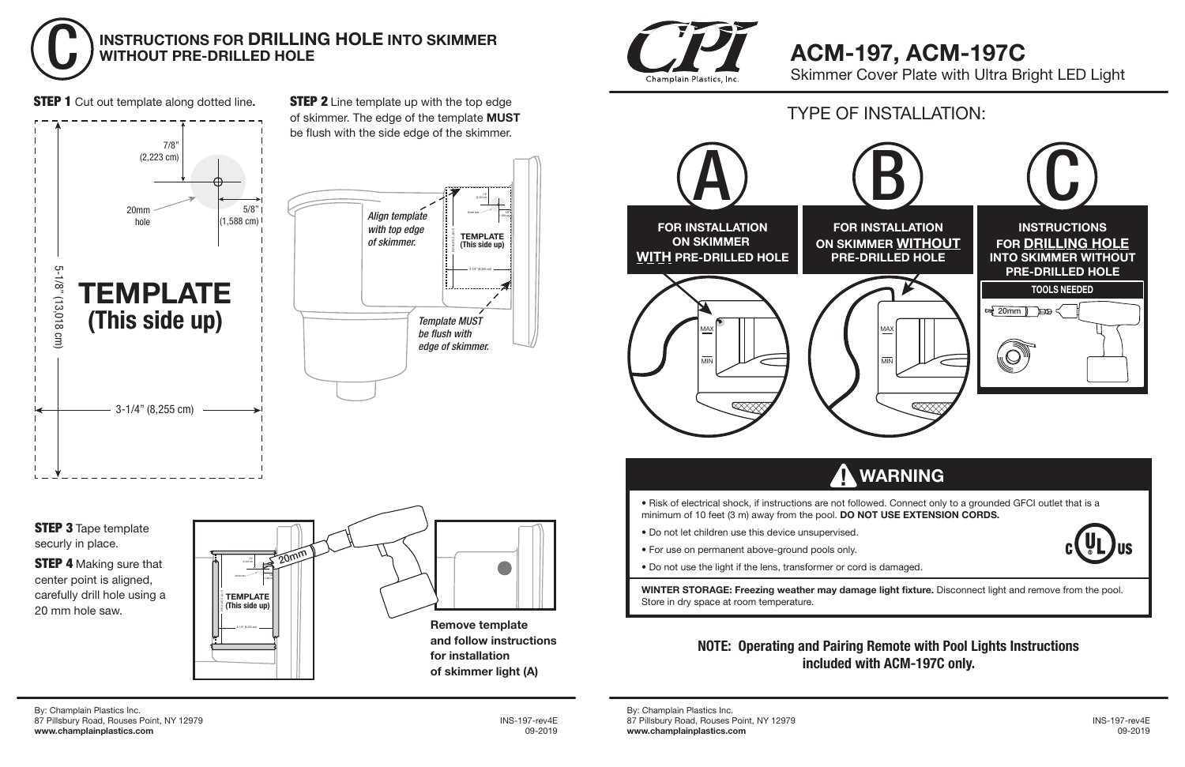# C INSTRUCTIONS FOR DRILLING HOLE INTO SKIMMER WITHOUT PRE-DRILLED HOLE

**STEP 1** Cut out template along dotted line**.**

7/8" (2,223 cm)

20mm hole

5/8" (1,588 cm)

5-1/8" (13,018 cm)

**TEMPLATE (This side up)**

3-1/4" (8,255 cm)

**STEP 2** Line template up with the top edge of skimmer. The edge of the template **MUST** be flush with the side edge of the skimmer.

*Align template with top edge of skimmer.*

*Template MUST be flush with edge of skimmer.*

**STEP 3** Tape template securly in place.

**STEP 4** Making sure that center point is aligned, carefully drill hole using a 20 mm hole saw.

**Remove template and follow instructions for installation of skimmer light (A)**

By: Champlain Plastics Inc.
87 Pillsbury Road, Rouses Point, NY 12979
**www.champlainplastics.com**

INS-197-rev4E
09-2019

# ACM-197, ACM-197C

Skimmer Cover Plate with Ultra Bright LED Light

## TYPE OF INSTALLATION:

**A** — **FOR INSTALLATION ON SKIMMER WITH PRE-DRILLED HOLE**

**B** — **FOR INSTALLATION ON SKIMMER WITHOUT PRE-DRILLED HOLE**

**C** — **INSTRUCTIONS FOR DRILLING HOLE INTO SKIMMER WITHOUT PRE-DRILLED HOLE**

**TOOLS NEEDED**

20mm

## WARNING

- Risk of electrical shock, if instructions are not followed. Connect only to a grounded GFCI outlet that is a minimum of 10 feet (3 m) away from the pool. **DO NOT USE EXTENSION CORDS.**
- Do not let children use this device unsupervised.
- For use on permanent above-ground pools only.
- Do not use the light if the lens, transformer or cord is damaged.

**WINTER STORAGE: Freezing weather may damage light fixture.** Disconnect light and remove from the pool. Store in dry space at room temperature.

**NOTE: Operating and Pairing Remote with Pool Lights Instructions included with ACM-197C only.**

By: Champlain Plastics Inc.
87 Pillsbury Road, Rouses Point, NY 12979
**www.champlainplastics.com**

INS-197-rev4E
09-2019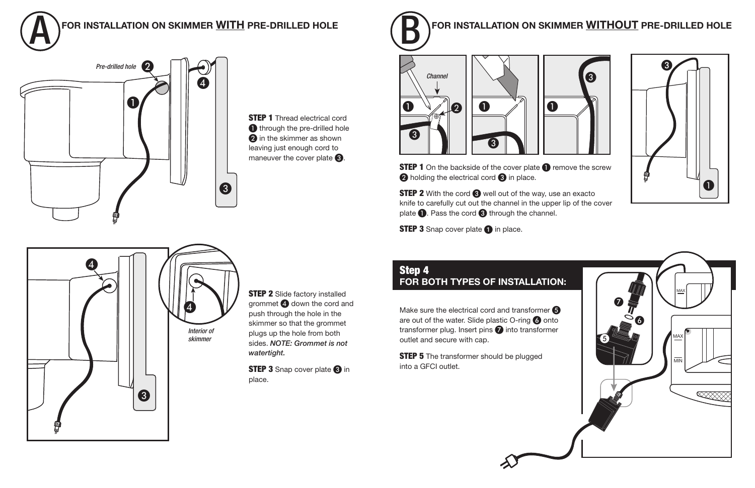# A FOR INSTALLATION ON SKIMMER **WITH** PRE-DRILLED HOLE

Pre-drilled hole 2

**STEP 1** Thread electrical cord 1 through the pre-drilled hole 2 in the skimmer as shown leaving just enough cord to maneuver the cover plate 3.

Interior of skimmer

**STEP 2** Slide factory installed grommet 4 down the cord and push through the hole in the skimmer so that the grommet plugs up the hole from both sides. ***NOTE: Grommet is not watertight.***

**STEP 3** Snap cover plate 3 in place.

# B FOR INSTALLATION ON SKIMMER **WITHOUT** PRE-DRILLED HOLE

Channel

**STEP 1** On the backside of the cover plate 1 remove the screw 2 holding the electrical cord 3 in place.

**STEP 2** With the cord 3 well out of the way, use an exacto knife to carefully cut out the channel in the upper lip of the cover plate 1. Pass the cord 3 through the channel.

**STEP 3** Snap cover plate 1 in place.

## Step 4
### FOR BOTH TYPES OF INSTALLATION:

Make sure the electrical cord and transformer 5 are out of the water. Slide plastic O-ring 6 onto transformer plug. Insert pins 7 into transformer outlet and secure with cap.

**STEP 5** The transformer should be plugged into a GFCI outlet.

MAX

MIN